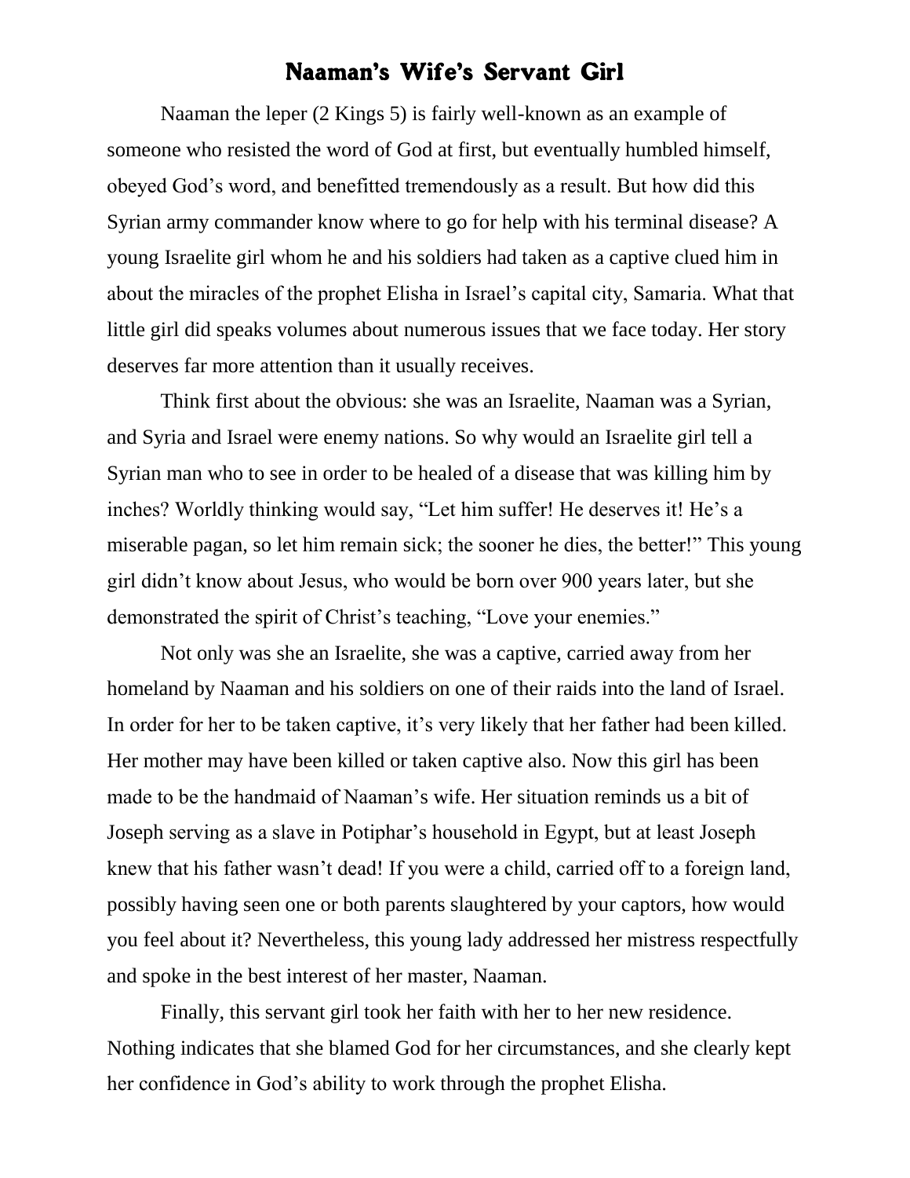# Naaman's Wife's Servant Girl

Naaman the leper (2 Kings 5) is fairly well-known as an example of someone who resisted the word of God at first, but eventually humbled himself, obeyed God's word, and benefitted tremendously as a result. But how did this Syrian army commander know where to go for help with his terminal disease? A young Israelite girl whom he and his soldiers had taken as a captive clued him in about the miracles of the prophet Elisha in Israel's capital city, Samaria. What that little girl did speaks volumes about numerous issues that we face today. Her story deserves far more attention than it usually receives.

Think first about the obvious: she was an Israelite, Naaman was a Syrian, and Syria and Israel were enemy nations. So why would an Israelite girl tell a Syrian man who to see in order to be healed of a disease that was killing him by inches? Worldly thinking would say, "Let him suffer! He deserves it! He's a miserable pagan, so let him remain sick; the sooner he dies, the better!" This young girl didn't know about Jesus, who would be born over 900 years later, but she demonstrated the spirit of Christ's teaching, "Love your enemies."

Not only was she an Israelite, she was a captive, carried away from her homeland by Naaman and his soldiers on one of their raids into the land of Israel. In order for her to be taken captive, it's very likely that her father had been killed. Her mother may have been killed or taken captive also. Now this girl has been made to be the handmaid of Naaman's wife. Her situation reminds us a bit of Joseph serving as a slave in Potiphar's household in Egypt, but at least Joseph knew that his father wasn't dead! If you were a child, carried off to a foreign land, possibly having seen one or both parents slaughtered by your captors, how would you feel about it? Nevertheless, this young lady addressed her mistress respectfully and spoke in the best interest of her master, Naaman.

Finally, this servant girl took her faith with her to her new residence. Nothing indicates that she blamed God for her circumstances, and she clearly kept her confidence in God's ability to work through the prophet Elisha.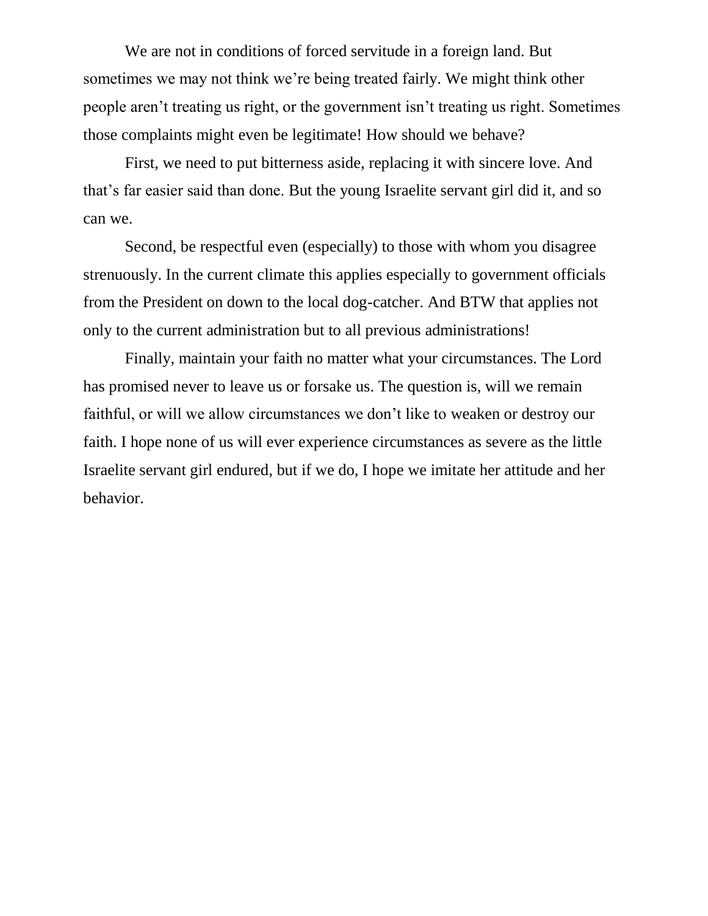We are not in conditions of forced servitude in a foreign land. But sometimes we may not think we're being treated fairly. We might think other people aren't treating us right, or the government isn't treating us right. Sometimes those complaints might even be legitimate! How should we behave?

First, we need to put bitterness aside, replacing it with sincere love. And that's far easier said than done. But the young Israelite servant girl did it, and so can we.

Second, be respectful even (especially) to those with whom you disagree strenuously. In the current climate this applies especially to government officials from the President on down to the local dog-catcher. And BTW that applies not only to the current administration but to all previous administrations!

Finally, maintain your faith no matter what your circumstances. The Lord has promised never to leave us or forsake us. The question is, will we remain faithful, or will we allow circumstances we don't like to weaken or destroy our faith. I hope none of us will ever experience circumstances as severe as the little Israelite servant girl endured, but if we do, I hope we imitate her attitude and her behavior.